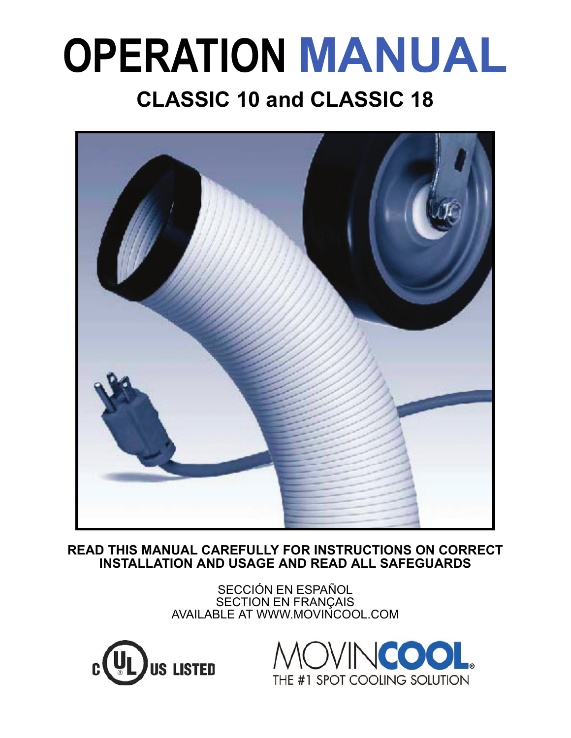# OPERATION MANUAL

## CLASSIC 10 and CLASSIC 18

**READ THIS MANUAL CAREFULLY FOR INSTRUCTIONS ON CORRECT INSTALLATION AND USAGE AND READ ALL SAFEGUARDS**

SECCIÓN EN ESPAÑOL
SECTION EN FRANÇAIS
AVAILABLE AT WWW.MOVINCOOL.COM

C UL US LISTED

MOVINCOOL®
THE #1 SPOT COOLING SOLUTION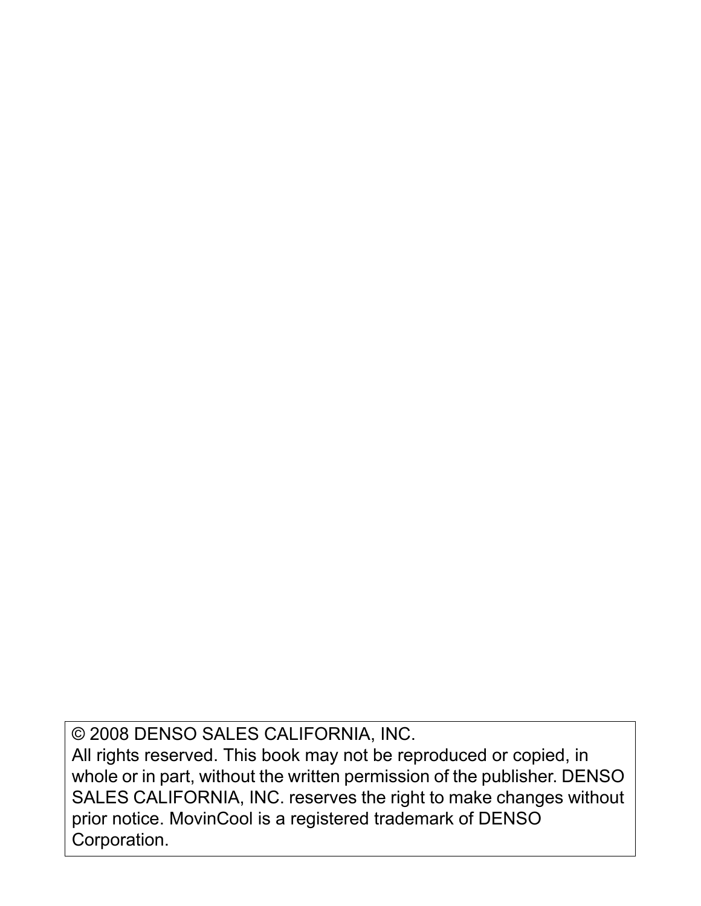© 2008 DENSO SALES CALIFORNIA, INC.
All rights reserved. This book may not be reproduced or copied, in whole or in part, without the written permission of the publisher. DENSO SALES CALIFORNIA, INC. reserves the right to make changes without prior notice. MovinCool is a registered trademark of DENSO Corporation.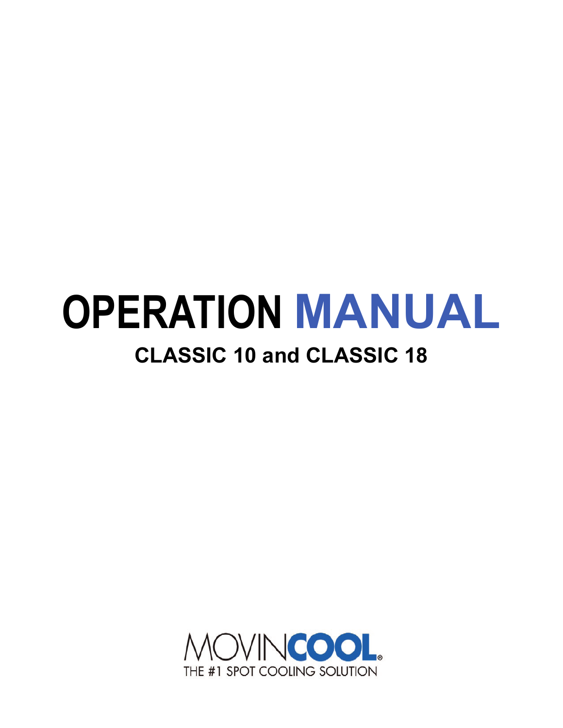# OPERATION MANUAL

## CLASSIC 10 and CLASSIC 18

MOVINCOOL®

THE #1 SPOT COOLING SOLUTION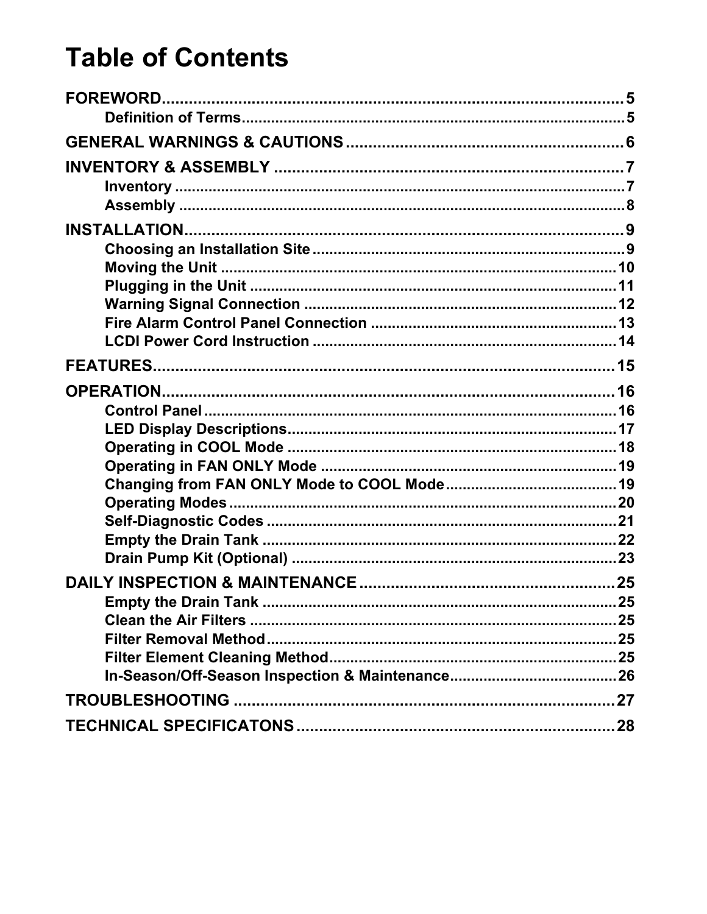# Table of Contents

**FOREWORD** .......... 5
- Definition of Terms .......... 5

**GENERAL WARNINGS & CAUTIONS** .......... 6

**INVENTORY & ASSEMBLY** .......... 7
- Inventory .......... 7
- Assembly .......... 8

**INSTALLATION** .......... 9
- Choosing an Installation Site .......... 9
- Moving the Unit .......... 10
- Plugging in the Unit .......... 11
- Warning Signal Connection .......... 12
- Fire Alarm Control Panel Connection .......... 13
- LCDI Power Cord Instruction .......... 14

**FEATURES** .......... 15

**OPERATION** .......... 16
- Control Panel .......... 16
- LED Display Descriptions .......... 17
- Operating in COOL Mode .......... 18
- Operating in FAN ONLY Mode .......... 19
- Changing from FAN ONLY Mode to COOL Mode .......... 19
- Operating Modes .......... 20
- Self-Diagnostic Codes .......... 21
- Empty the Drain Tank .......... 22
- Drain Pump Kit (Optional) .......... 23

**DAILY INSPECTION & MAINTENANCE** .......... 25
- Empty the Drain Tank .......... 25
- Clean the Air Filters .......... 25
- Filter Removal Method .......... 25
- Filter Element Cleaning Method .......... 25
- In-Season/Off-Season Inspection & Maintenance .......... 26

**TROUBLESHOOTING** .......... 27

**TECHNICAL SPECIFICATONS** .......... 28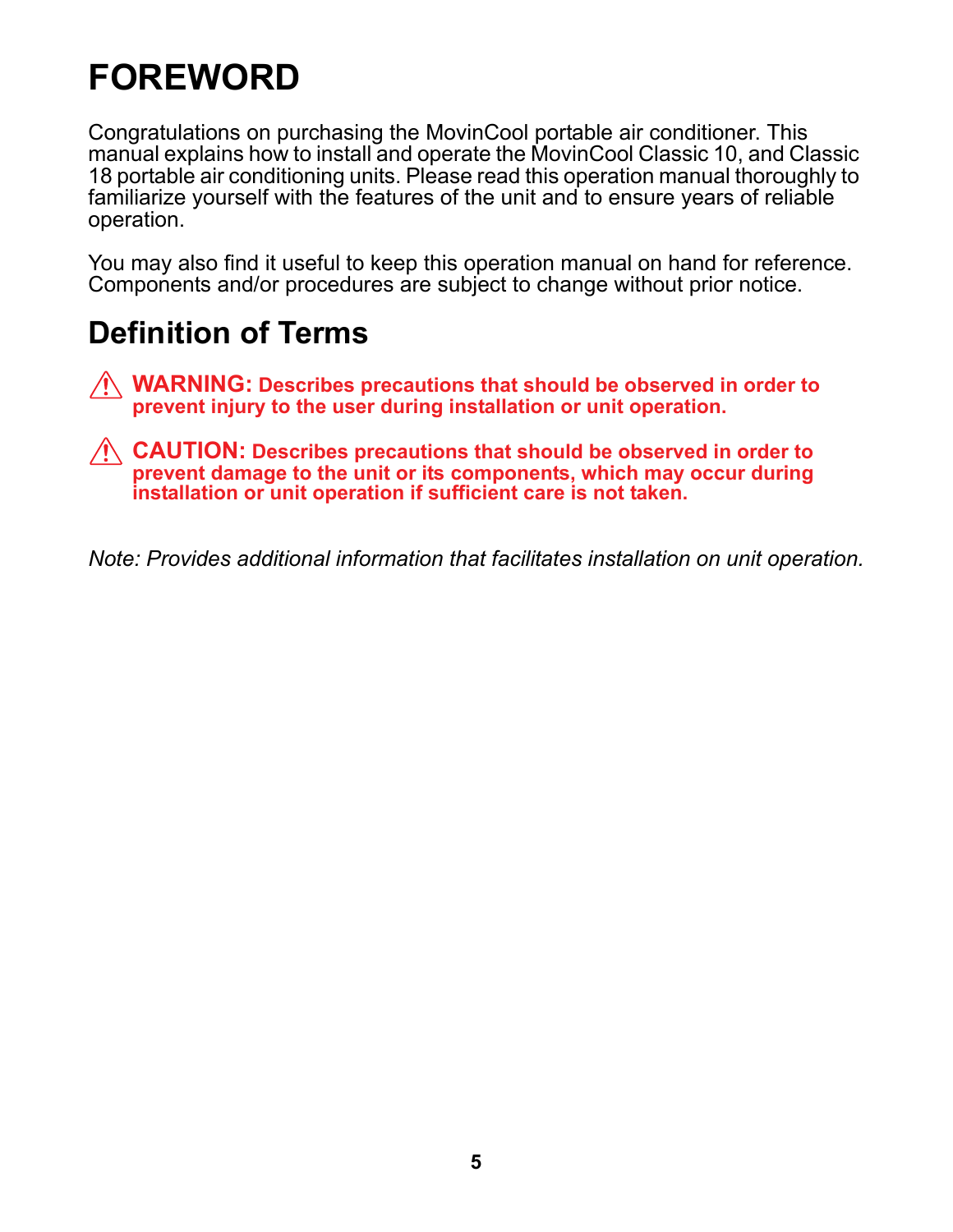# FOREWORD

Congratulations on purchasing the MovinCool portable air conditioner. This manual explains how to install and operate the MovinCool Classic 10, and Classic 18 portable air conditioning units. Please read this operation manual thoroughly to familiarize yourself with the features of the unit and to ensure years of reliable operation.

You may also find it useful to keep this operation manual on hand for reference. Components and/or procedures are subject to change without prior notice.

## Definition of Terms

⚠ **WARNING: Describes precautions that should be observed in order to prevent injury to the user during installation or unit operation.**

⚠ **CAUTION: Describes precautions that should be observed in order to prevent damage to the unit or its components, which may occur during installation or unit operation if sufficient care is not taken.**

*Note: Provides additional information that facilitates installation on unit operation.*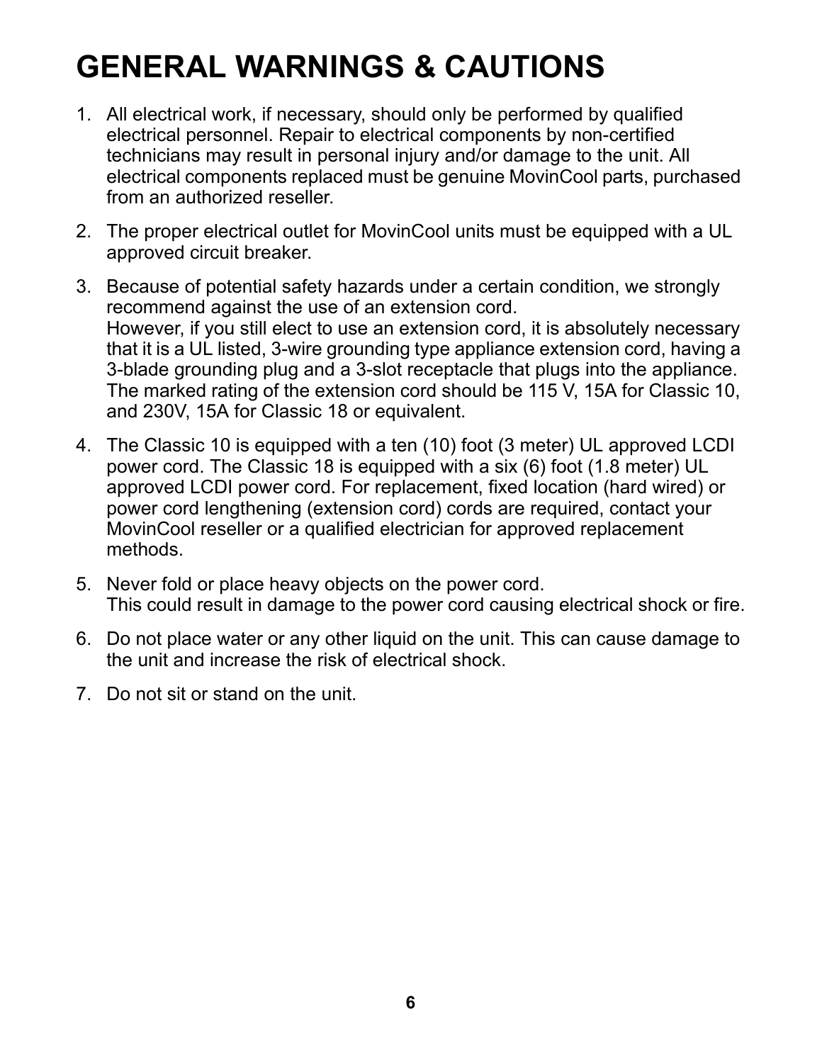# GENERAL WARNINGS & CAUTIONS

1. All electrical work, if necessary, should only be performed by qualified electrical personnel. Repair to electrical components by non-certified technicians may result in personal injury and/or damage to the unit. All electrical components replaced must be genuine MovinCool parts, purchased from an authorized reseller.

2. The proper electrical outlet for MovinCool units must be equipped with a UL approved circuit breaker.

3. Because of potential safety hazards under a certain condition, we strongly recommend against the use of an extension cord.
   However, if you still elect to use an extension cord, it is absolutely necessary that it is a UL listed, 3-wire grounding type appliance extension cord, having a 3-blade grounding plug and a 3-slot receptacle that plugs into the appliance. The marked rating of the extension cord should be 115 V, 15A for Classic 10, and 230V, 15A for Classic 18 or equivalent.

4. The Classic 10 is equipped with a ten (10) foot (3 meter) UL approved LCDI power cord. The Classic 18 is equipped with a six (6) foot (1.8 meter) UL approved LCDI power cord. For replacement, fixed location (hard wired) or power cord lengthening (extension cord) cords are required, contact your MovinCool reseller or a qualified electrician for approved replacement methods.

5. Never fold or place heavy objects on the power cord.
   This could result in damage to the power cord causing electrical shock or fire.

6. Do not place water or any other liquid on the unit. This can cause damage to the unit and increase the risk of electrical shock.

7. Do not sit or stand on the unit.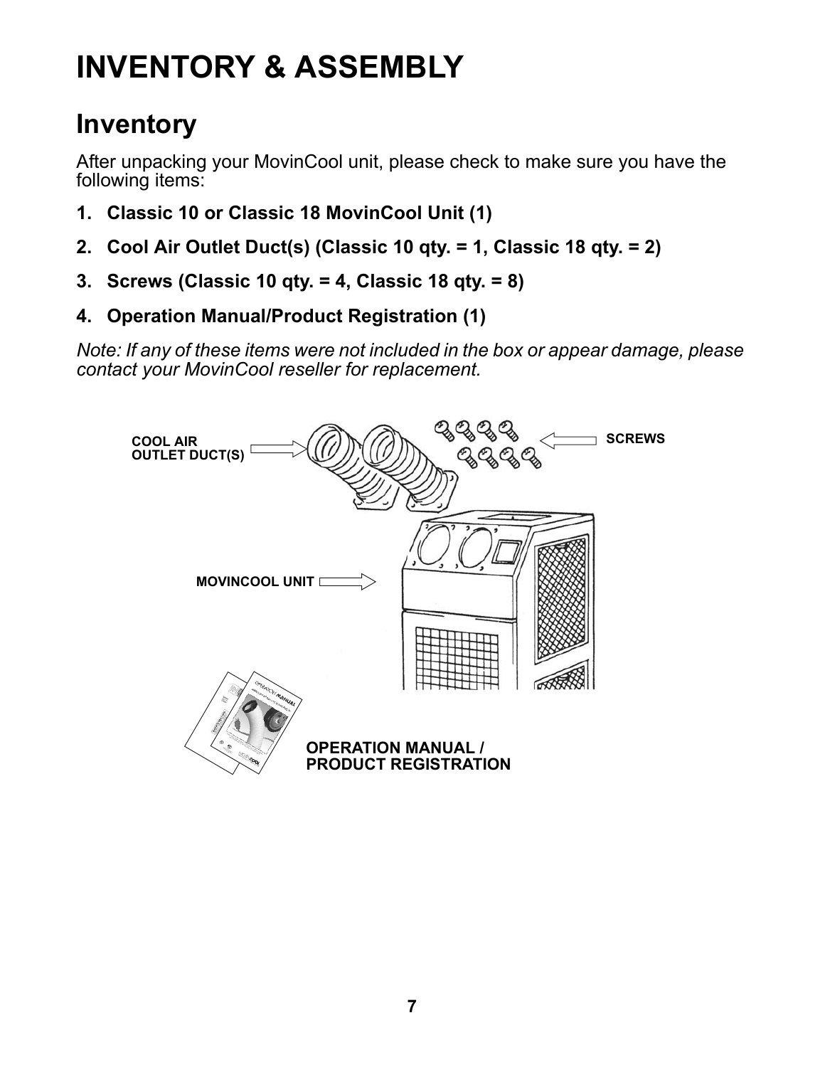# INVENTORY & ASSEMBLY

## Inventory

After unpacking your MovinCool unit, please check to make sure you have the following items:

1. **Classic 10 or Classic 18 MovinCool Unit (1)**
2. **Cool Air Outlet Duct(s) (Classic 10 qty. = 1, Classic 18 qty. = 2)**
3. **Screws (Classic 10 qty. = 4, Classic 18 qty. = 8)**
4. **Operation Manual/Product Registration (1)**

*Note: If any of these items were not included in the box or appear damage, please contact your MovinCool reseller for replacement.*

COOL AIR OUTLET DUCT(S)

SCREWS

MOVINCOOL UNIT

OPERATION MANUAL / PRODUCT REGISTRATION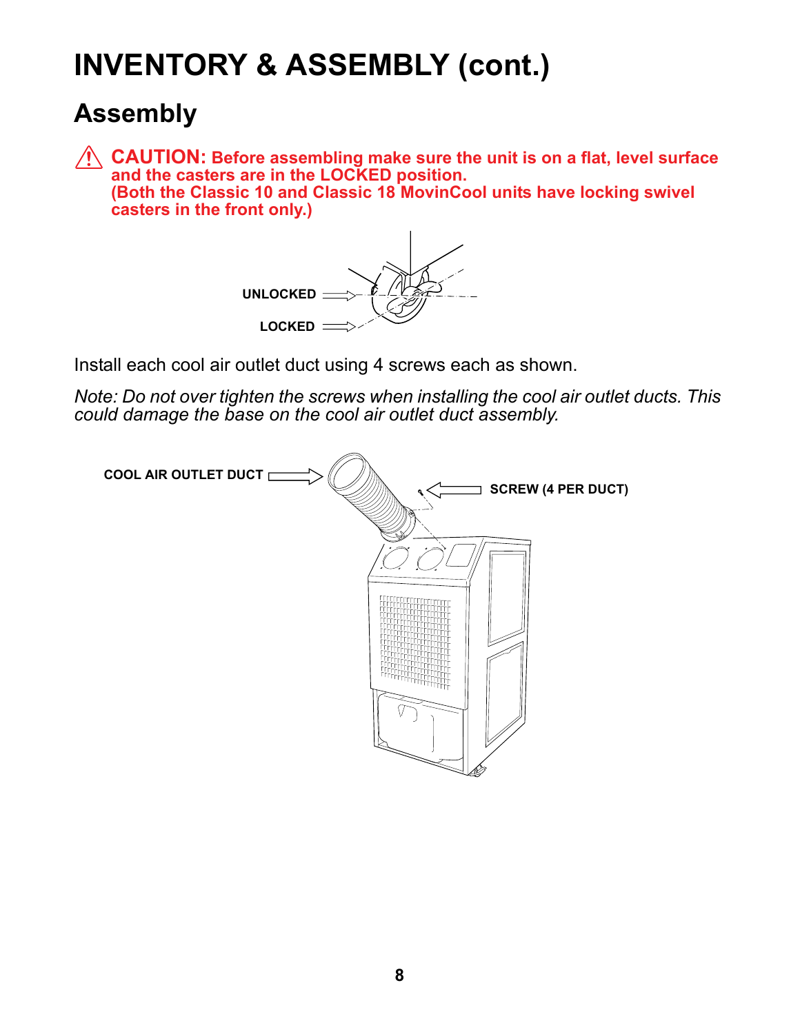# INVENTORY & ASSEMBLY (cont.)

## Assembly

⚠ **CAUTION: Before assembling make sure the unit is on a flat, level surface and the casters are in the LOCKED position.
(Both the Classic 10 and Classic 18 MovinCool units have locking swivel casters in the front only.)**

UNLOCKED

LOCKED

Install each cool air outlet duct using 4 screws each as shown.

*Note: Do not over tighten the screws when installing the cool air outlet ducts. This could damage the base on the cool air outlet duct assembly.*

COOL AIR OUTLET DUCT

SCREW (4 PER DUCT)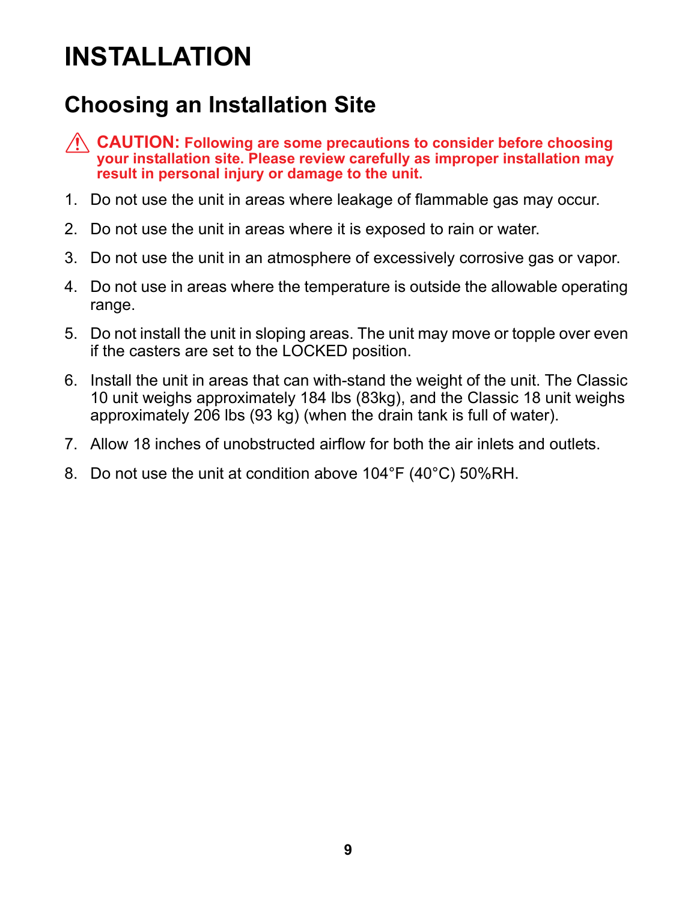# INSTALLATION

## Choosing an Installation Site

⚠ **CAUTION: Following are some precautions to consider before choosing your installation site. Please review carefully as improper installation may result in personal injury or damage to the unit.**

1. Do not use the unit in areas where leakage of flammable gas may occur.
2. Do not use the unit in areas where it is exposed to rain or water.
3. Do not use the unit in an atmosphere of excessively corrosive gas or vapor.
4. Do not use in areas where the temperature is outside the allowable operating range.
5. Do not install the unit in sloping areas. The unit may move or topple over even if the casters are set to the LOCKED position.
6. Install the unit in areas that can with-stand the weight of the unit. The Classic 10 unit weighs approximately 184 lbs (83kg), and the Classic 18 unit weighs approximately 206 lbs (93 kg) (when the drain tank is full of water).
7. Allow 18 inches of unobstructed airflow for both the air inlets and outlets.
8. Do not use the unit at condition above 104°F (40°C) 50%RH.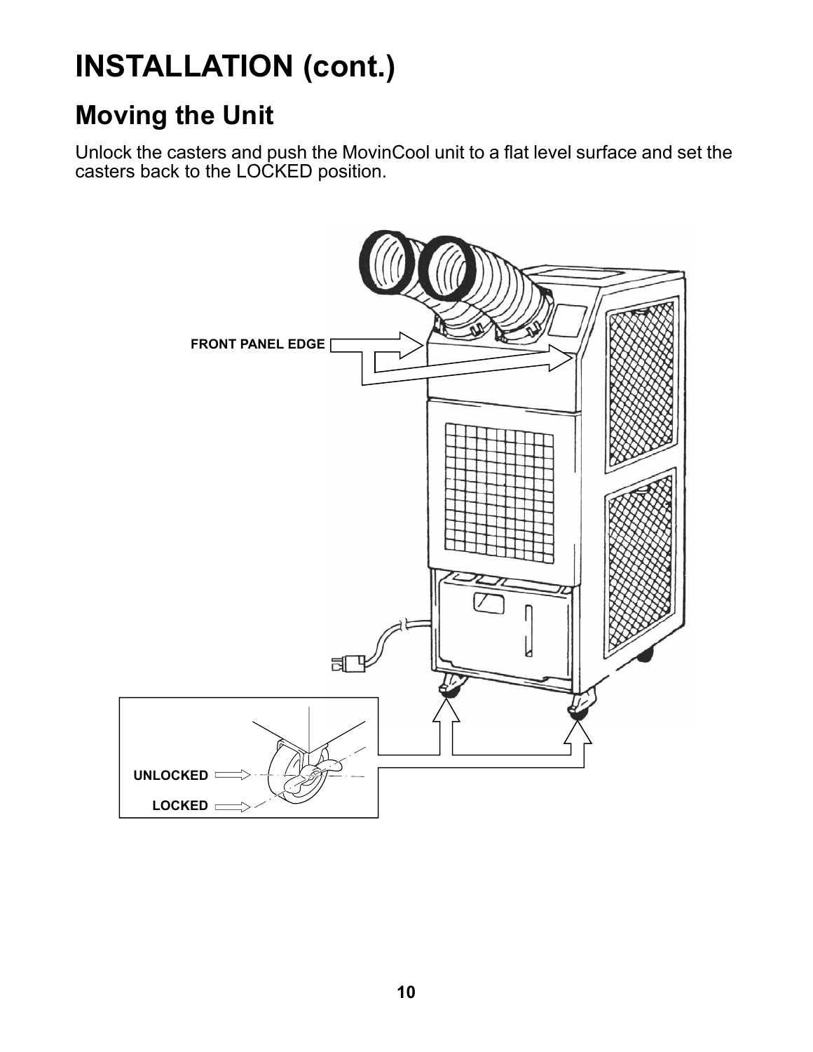# INSTALLATION (cont.)

## Moving the Unit

Unlock the casters and push the MovinCool unit to a flat level surface and set the casters back to the LOCKED position.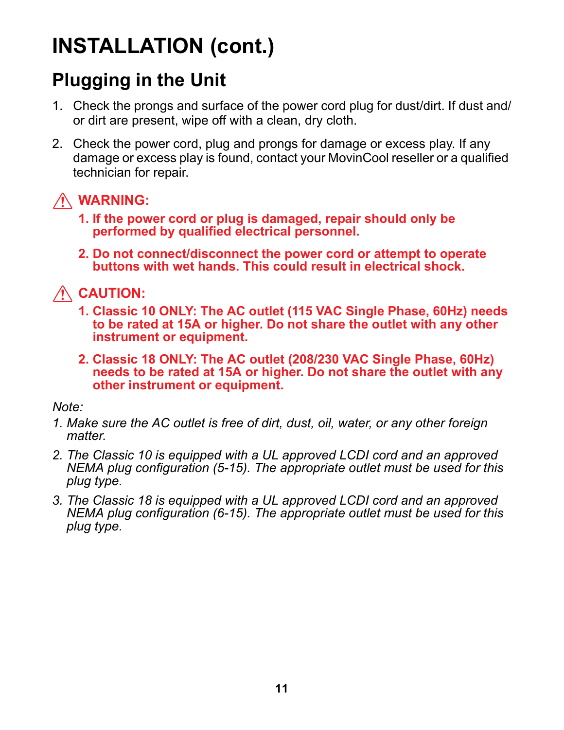# INSTALLATION (cont.)

## Plugging in the Unit

1. Check the prongs and surface of the power cord plug for dust/dirt. If dust and/or dirt are present, wipe off with a clean, dry cloth.
2. Check the power cord, plug and prongs for damage or excess play. If any damage or excess play is found, contact your MovinCool reseller or a qualified technician for repair.

⚠ **WARNING:**

**1. If the power cord or plug is damaged, repair should only be performed by qualified electrical personnel.**

**2. Do not connect/disconnect the power cord or attempt to operate buttons with wet hands. This could result in electrical shock.**

⚠ **CAUTION:**

**1. Classic 10 ONLY: The AC outlet (115 VAC Single Phase, 60Hz) needs to be rated at 15A or higher. Do not share the outlet with any other instrument or equipment.**

**2. Classic 18 ONLY: The AC outlet (208/230 VAC Single Phase, 60Hz) needs to be rated at 15A or higher. Do not share the outlet with any other instrument or equipment.**

*Note:*

*1. Make sure the AC outlet is free of dirt, dust, oil, water, or any other foreign matter.*

*2. The Classic 10 is equipped with a UL approved LCDI cord and an approved NEMA plug configuration (5-15). The appropriate outlet must be used for this plug type.*

*3. The Classic 18 is equipped with a UL approved LCDI cord and an approved NEMA plug configuration (6-15). The appropriate outlet must be used for this plug type.*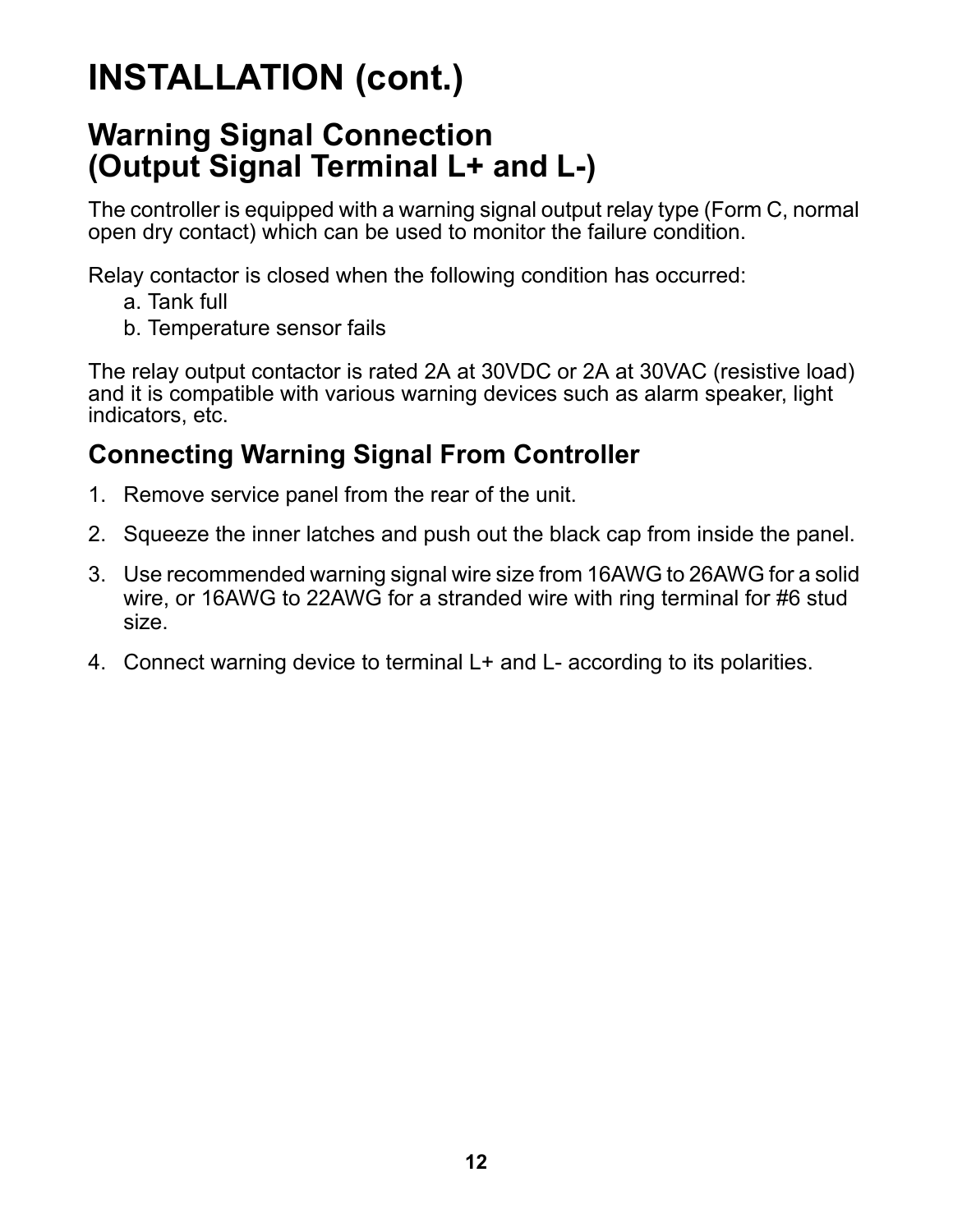# INSTALLATION (cont.)

## Warning Signal Connection (Output Signal Terminal L+ and L-)

The controller is equipped with a warning signal output relay type (Form C, normal open dry contact) which can be used to monitor the failure condition.

Relay contactor is closed when the following condition has occurred:

a. Tank full
b. Temperature sensor fails

The relay output contactor is rated 2A at 30VDC or 2A at 30VAC (resistive load) and it is compatible with various warning devices such as alarm speaker, light indicators, etc.

### Connecting Warning Signal From Controller

1. Remove service panel from the rear of the unit.
2. Squeeze the inner latches and push out the black cap from inside the panel.
3. Use recommended warning signal wire size from 16AWG to 26AWG for a solid wire, or 16AWG to 22AWG for a stranded wire with ring terminal for #6 stud size.
4. Connect warning device to terminal L+ and L- according to its polarities.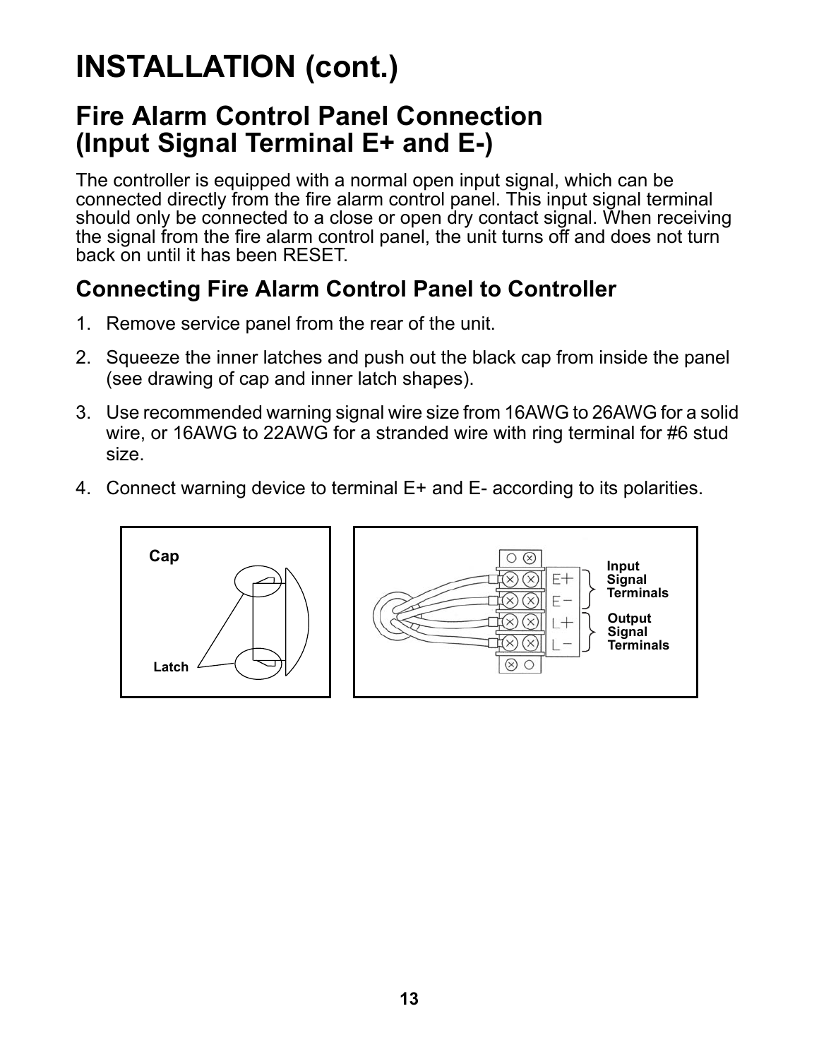# INSTALLATION (cont.)

## Fire Alarm Control Panel Connection (Input Signal Terminal E+ and E-)

The controller is equipped with a normal open input signal, which can be connected directly from the fire alarm control panel. This input signal terminal should only be connected to a close or open dry contact signal. When receiving the signal from the fire alarm control panel, the unit turns off and does not turn back on until it has been RESET.

### Connecting Fire Alarm Control Panel to Controller

1. Remove service panel from the rear of the unit.
2. Squeeze the inner latches and push out the black cap from inside the panel (see drawing of cap and inner latch shapes).
3. Use recommended warning signal wire size from 16AWG to 26AWG for a solid wire, or 16AWG to 22AWG for a stranded wire with ring terminal for #6 stud size.
4. Connect warning device to terminal E+ and E- according to its polarities.

Cap

Latch

E+
E−
L+
L−

Input Signal Terminals

Output Signal Terminals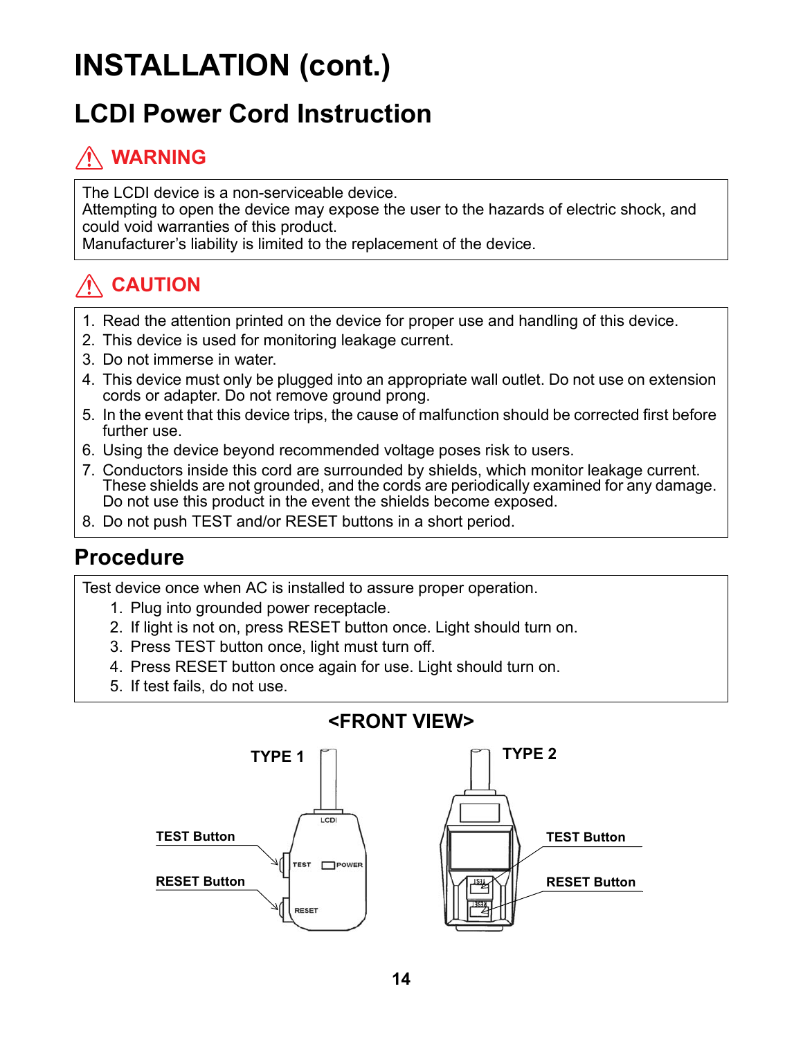# INSTALLATION (cont.)

## LCDI Power Cord Instruction

### ⚠ WARNING

The LCDI device is a non-serviceable device.
Attempting to open the device may expose the user to the hazards of electric shock, and could void warranties of this product.
Manufacturer's liability is limited to the replacement of the device.

### ⚠ CAUTION

1. Read the attention printed on the device for proper use and handling of this device.
2. This device is used for monitoring leakage current.
3. Do not immerse in water.
4. This device must only be plugged into an appropriate wall outlet. Do not use on extension cords or adapter. Do not remove ground prong.
5. In the event that this device trips, the cause of malfunction should be corrected first before further use.
6. Using the device beyond recommended voltage poses risk to users.
7. Conductors inside this cord are surrounded by shields, which monitor leakage current. These shields are not grounded, and the cords are periodically examined for any damage. Do not use this product in the event the shields become exposed.
8. Do not push TEST and/or RESET buttons in a short period.

## Procedure

Test device once when AC is installed to assure proper operation.

1. Plug into grounded power receptacle.
2. If light is not on, press RESET button once. Light should turn on.
3. Press TEST button once, light must turn off.
4. Press RESET button once again for use. Light should turn on.
5. If test fails, do not use.

**<FRONT VIEW>**

**TYPE 1**

**TEST Button**

**RESET Button**

**TYPE 2**

**TEST Button**

**RESET Button**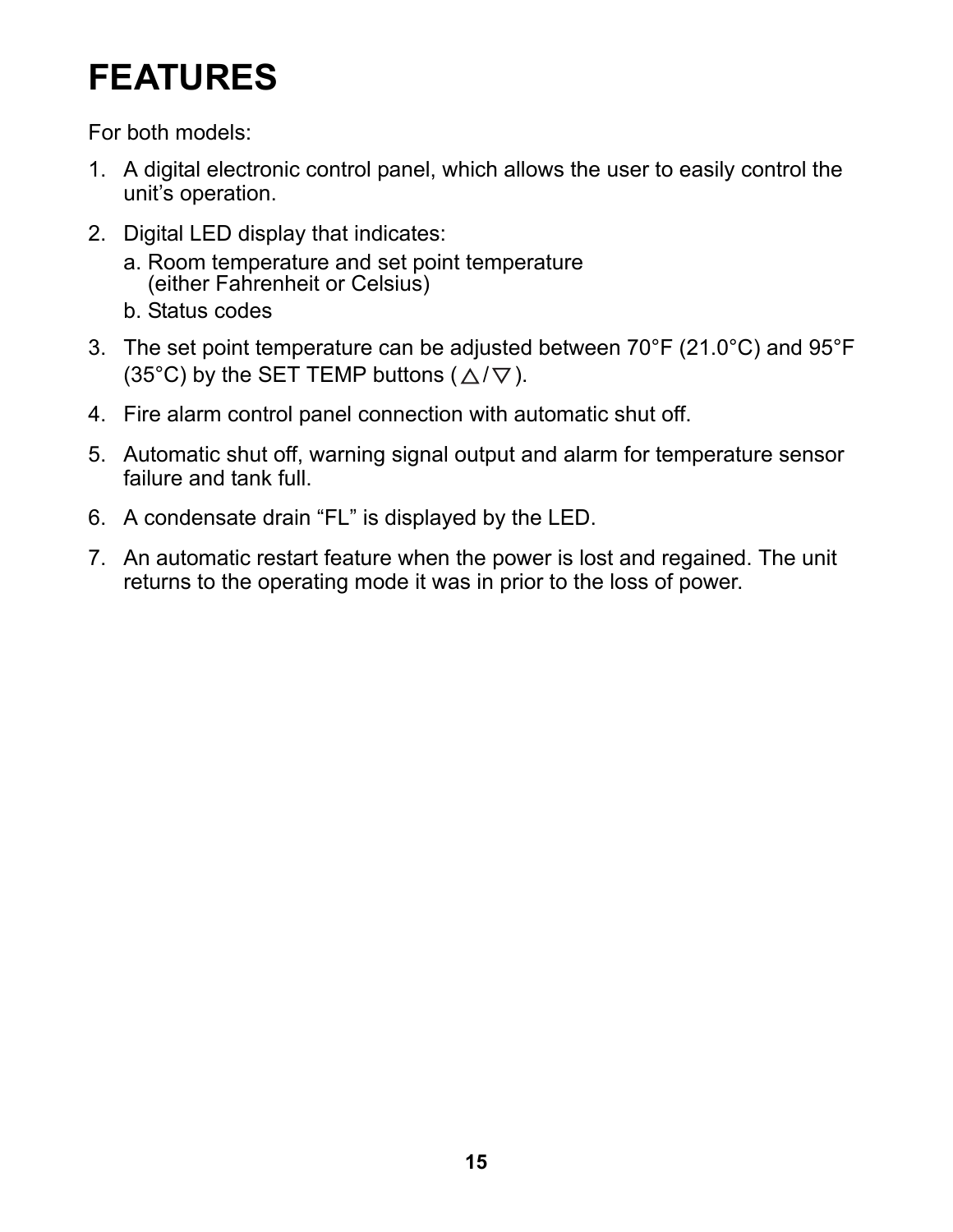# FEATURES

For both models:

1. A digital electronic control panel, which allows the user to easily control the unit's operation.
2. Digital LED display that indicates:
   a. Room temperature and set point temperature (either Fahrenheit or Celsius)
   b. Status codes
3. The set point temperature can be adjusted between 70°F (21.0°C) and 95°F (35°C) by the SET TEMP buttons (△/▽).
4. Fire alarm control panel connection with automatic shut off.
5. Automatic shut off, warning signal output and alarm for temperature sensor failure and tank full.
6. A condensate drain "FL" is displayed by the LED.
7. An automatic restart feature when the power is lost and regained. The unit returns to the operating mode it was in prior to the loss of power.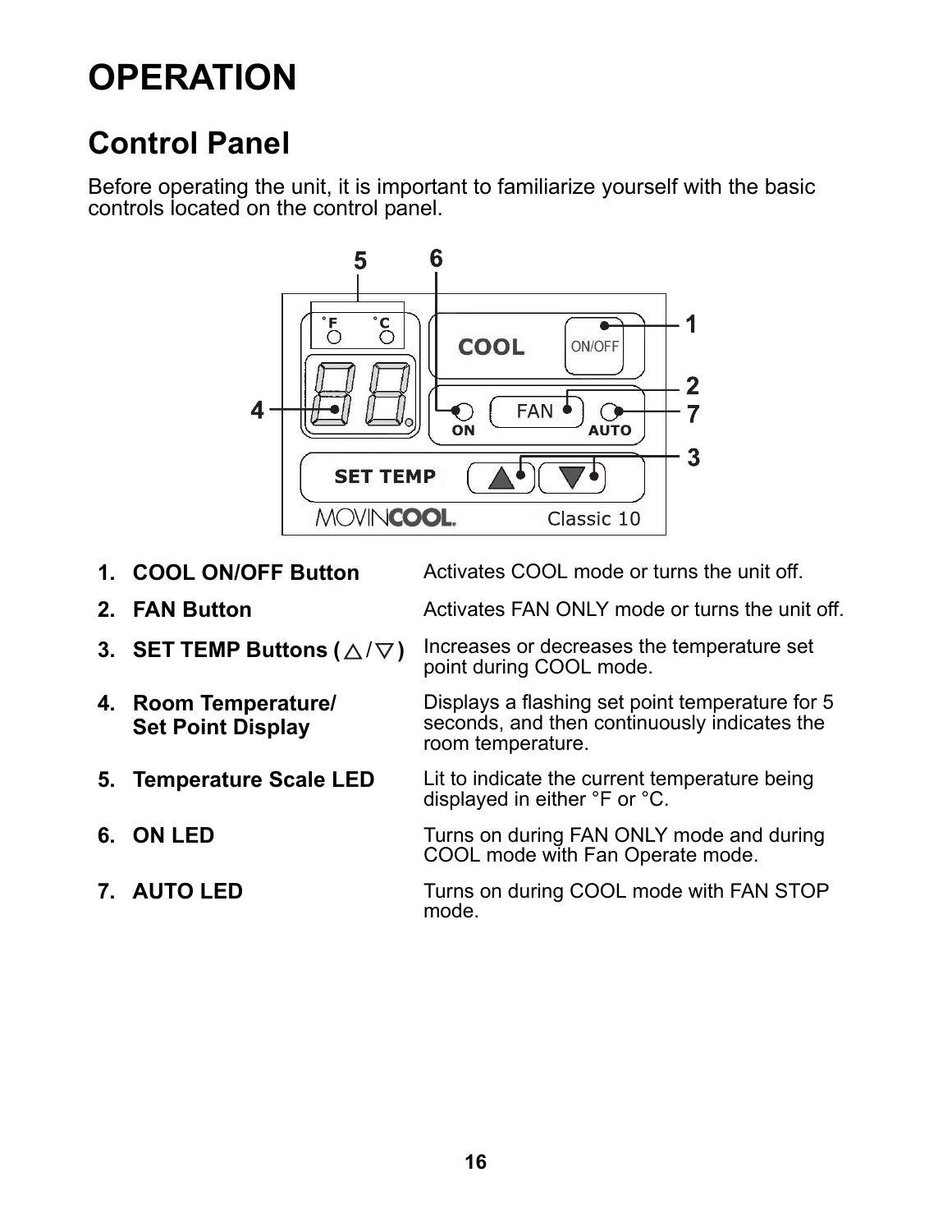# OPERATION

## Control Panel

Before operating the unit, it is important to familiarize yourself with the basic controls located on the control panel.

1. **COOL ON/OFF Button** — Activates COOL mode or turns the unit off.
2. **FAN Button** — Activates FAN ONLY mode or turns the unit off.
3. **SET TEMP Buttons ( △ / ▽ )** — Increases or decreases the temperature set point during COOL mode.
4. **Room Temperature/ Set Point Display** — Displays a flashing set point temperature for 5 seconds, and then continuously indicates the room temperature.
5. **Temperature Scale LED** — Lit to indicate the current temperature being displayed in either °F or °C.
6. **ON LED** — Turns on during FAN ONLY mode and during COOL mode with Fan Operate mode.
7. **AUTO LED** — Turns on during COOL mode with FAN STOP mode.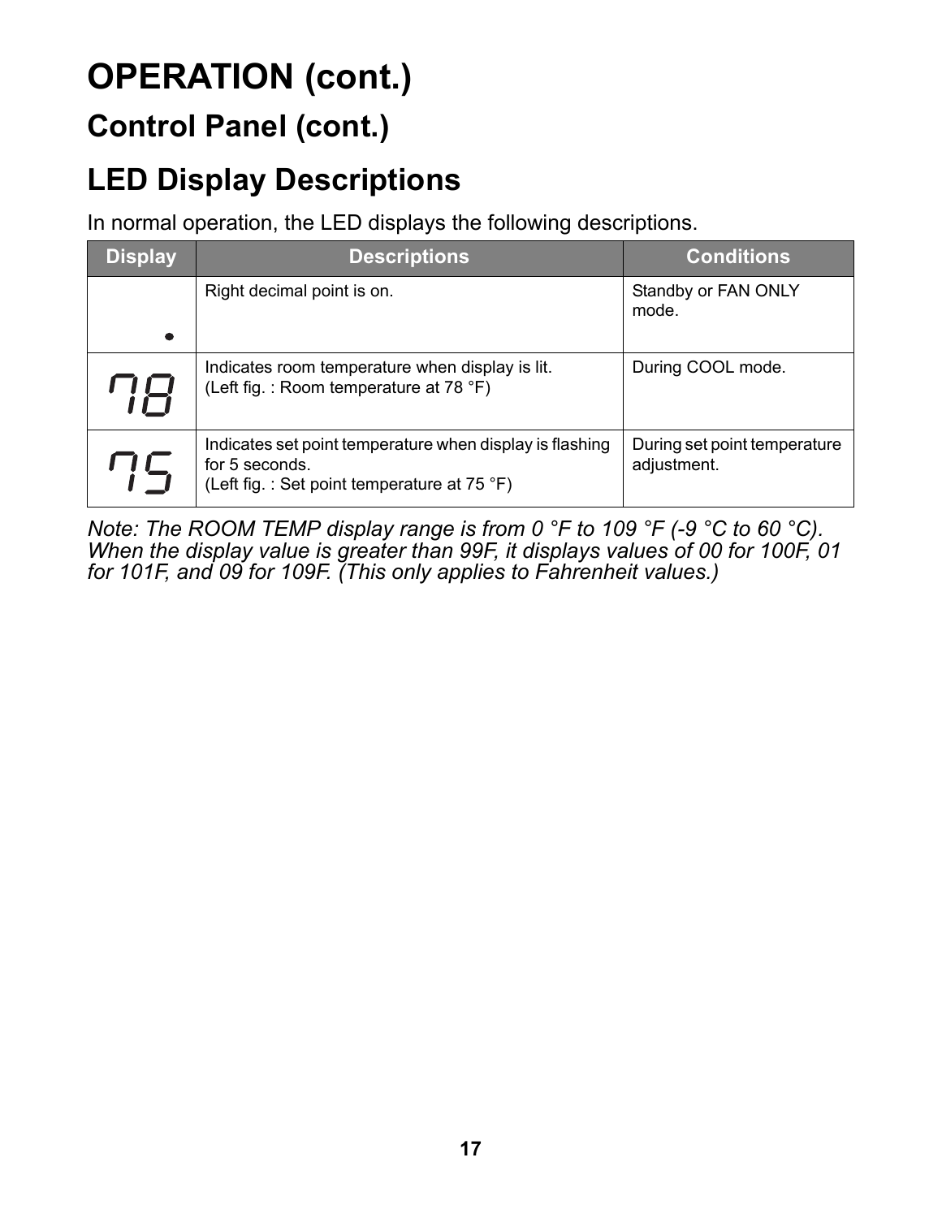# OPERATION (cont.)

## Control Panel (cont.)

## LED Display Descriptions

In normal operation, the LED displays the following descriptions.

| Display | Descriptions | Conditions |
| --- | --- | --- |
| . | Right decimal point is on. | Standby or FAN ONLY mode. |
| 78 | Indicates room temperature when display is lit.<br>(Left fig. : Room temperature at 78 °F) | During COOL mode. |
| 75 | Indicates set point temperature when display is flashing for 5 seconds.<br>(Left fig. : Set point temperature at 75 °F) | During set point temperature adjustment. |

*Note: The ROOM TEMP display range is from 0 °F to 109 °F (-9 °C to 60 °C). When the display value is greater than 99F, it displays values of 00 for 100F, 01 for 101F, and 09 for 109F. (This only applies to Fahrenheit values.)*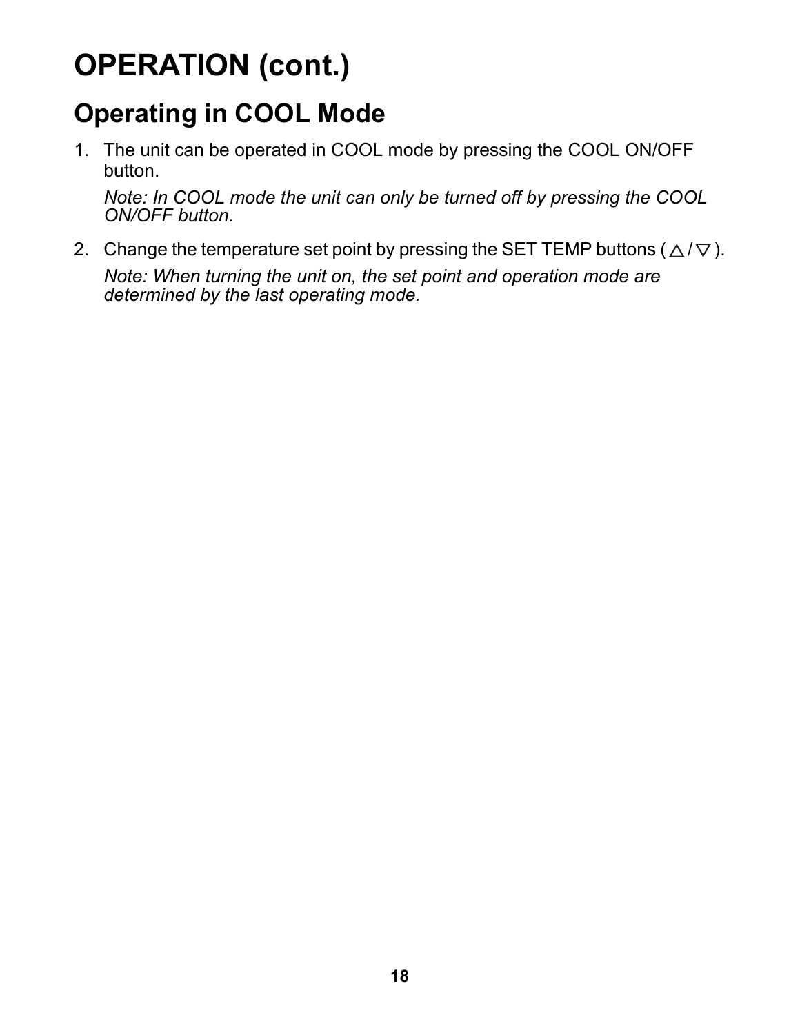# OPERATION (cont.)

## Operating in COOL Mode

1. The unit can be operated in COOL mode by pressing the COOL ON/OFF button.

   *Note: In COOL mode the unit can only be turned off by pressing the COOL ON/OFF button.*

2. Change the temperature set point by pressing the SET TEMP buttons ( △ / ▽ ).

   *Note: When turning the unit on, the set point and operation mode are determined by the last operating mode.*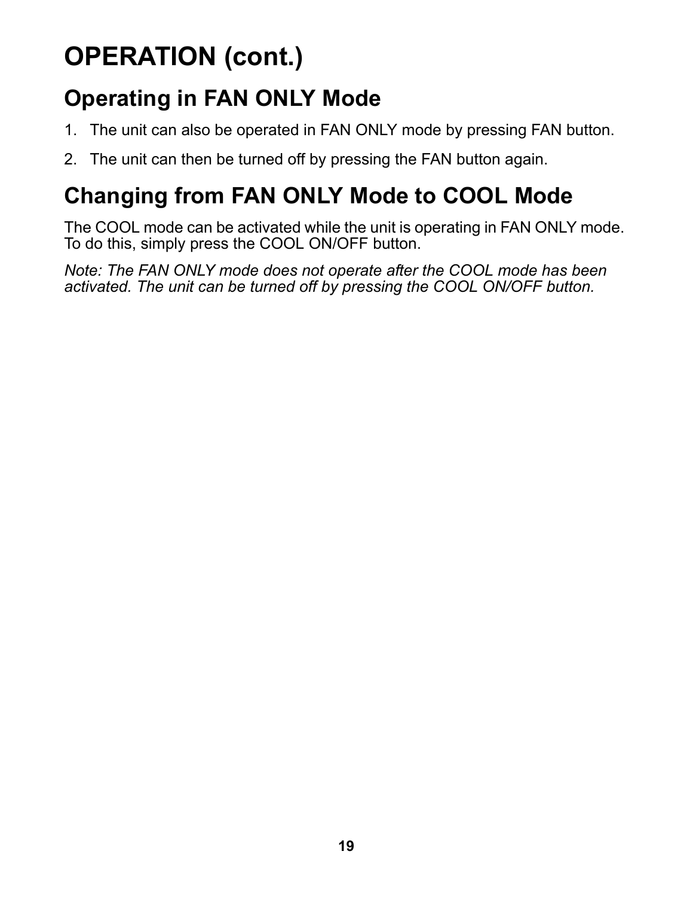# OPERATION (cont.)

## Operating in FAN ONLY Mode

1. The unit can also be operated in FAN ONLY mode by pressing FAN button.
2. The unit can then be turned off by pressing the FAN button again.

## Changing from FAN ONLY Mode to COOL Mode

The COOL mode can be activated while the unit is operating in FAN ONLY mode. To do this, simply press the COOL ON/OFF button.

*Note: The FAN ONLY mode does not operate after the COOL mode has been activated. The unit can be turned off by pressing the COOL ON/OFF button.*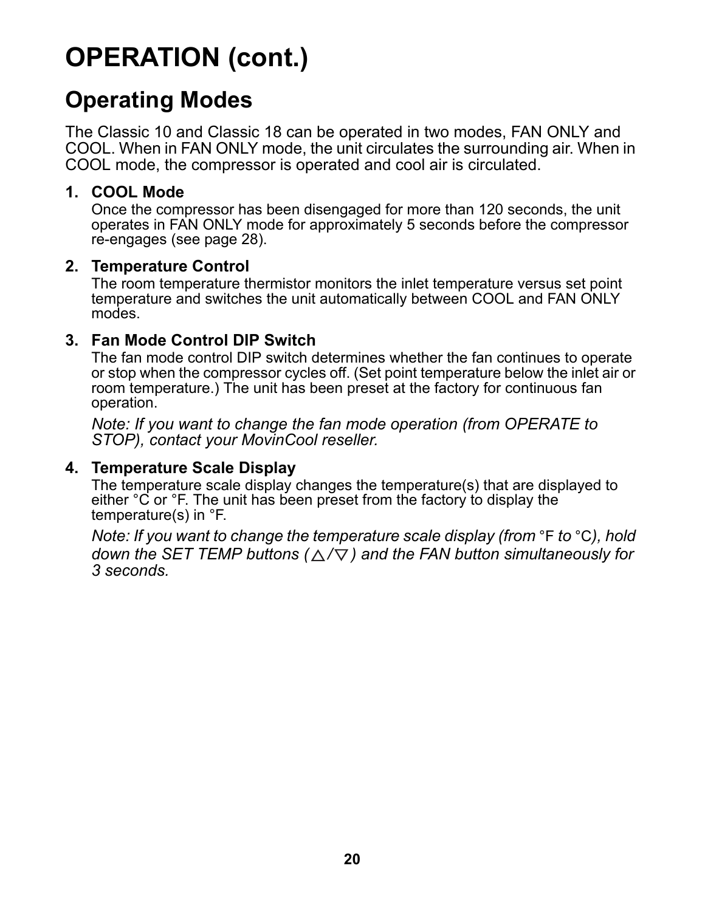# OPERATION (cont.)

## Operating Modes

The Classic 10 and Classic 18 can be operated in two modes, FAN ONLY and COOL. When in FAN ONLY mode, the unit circulates the surrounding air. When in COOL mode, the compressor is operated and cool air is circulated.

1. **COOL Mode**
   Once the compressor has been disengaged for more than 120 seconds, the unit operates in FAN ONLY mode for approximately 5 seconds before the compressor re-engages (see page 28).

2. **Temperature Control**
   The room temperature thermistor monitors the inlet temperature versus set point temperature and switches the unit automatically between COOL and FAN ONLY modes.

3. **Fan Mode Control DIP Switch**
   The fan mode control DIP switch determines whether the fan continues to operate or stop when the compressor cycles off. (Set point temperature below the inlet air or room temperature.) The unit has been preset at the factory for continuous fan operation.

   *Note: If you want to change the fan mode operation (from OPERATE to STOP), contact your MovinCool reseller.*

4. **Temperature Scale Display**
   The temperature scale display changes the temperature(s) that are displayed to either °C or °F. The unit has been preset from the factory to display the temperature(s) in °F.

   *Note: If you want to change the temperature scale display (from °F to °C), hold down the SET TEMP buttons (△/▽) and the FAN button simultaneously for 3 seconds.*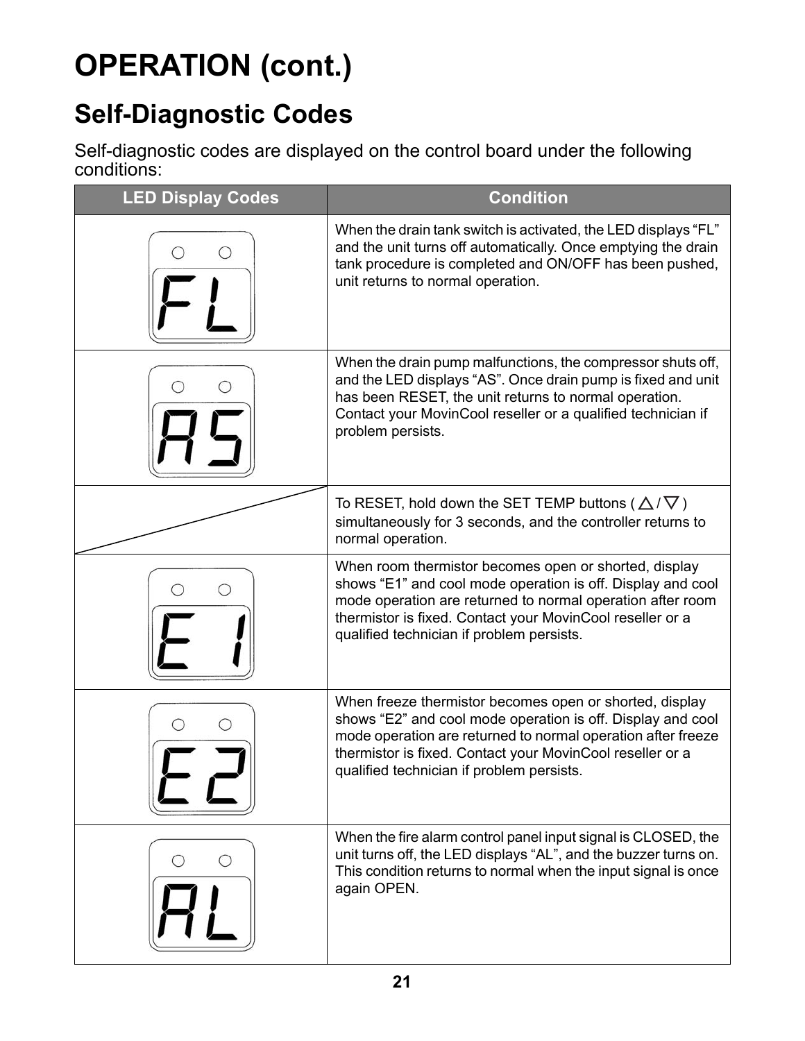# OPERATION (cont.)

## Self-Diagnostic Codes

Self-diagnostic codes are displayed on the control board under the following conditions:

| LED Display Codes | Condition |
| --- | --- |
| FL | When the drain tank switch is activated, the LED displays “FL” and the unit turns off automatically. Once emptying the drain tank procedure is completed and ON/OFF has been pushed, unit returns to normal operation. |
| AS | When the drain pump malfunctions, the compressor shuts off, and the LED displays “AS”. Once drain pump is fixed and unit has been RESET, the unit returns to normal operation. Contact your MovinCool reseller or a qualified technician if problem persists. |
| | To RESET, hold down the SET TEMP buttons ( △ / ▽ ) simultaneously for 3 seconds, and the controller returns to normal operation. |
| E1 | When room thermistor becomes open or shorted, display shows “E1” and cool mode operation is off. Display and cool mode operation are returned to normal operation after room thermistor is fixed. Contact your MovinCool reseller or a qualified technician if problem persists. |
| E2 | When freeze thermistor becomes open or shorted, display shows “E2” and cool mode operation is off. Display and cool mode operation are returned to normal operation after freeze thermistor is fixed. Contact your MovinCool reseller or a qualified technician if problem persists. |
| AL | When the fire alarm control panel input signal is CLOSED, the unit turns off, the LED displays “AL”, and the buzzer turns on. This condition returns to normal when the input signal is once again OPEN. |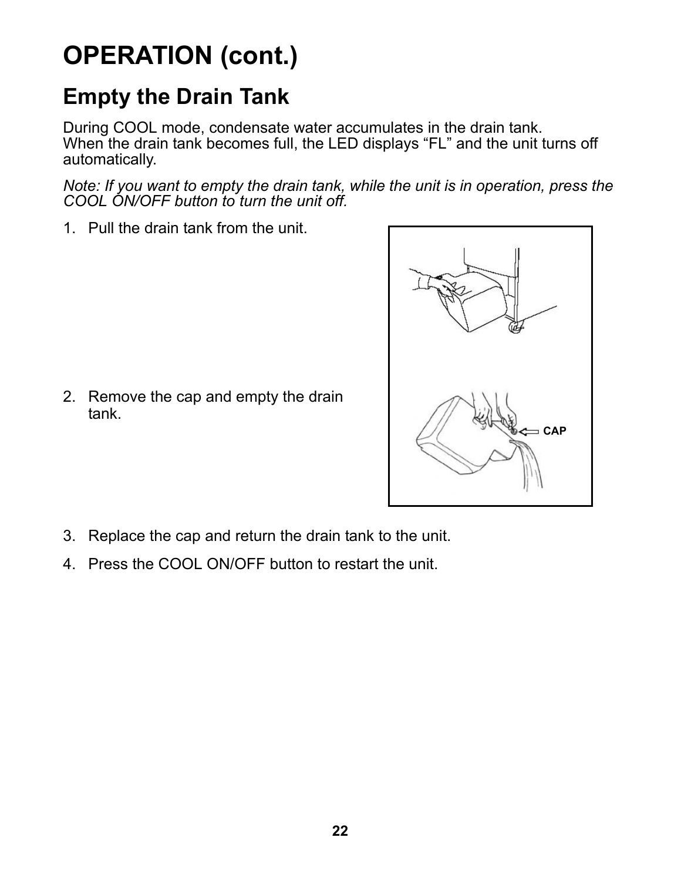# OPERATION (cont.)

## Empty the Drain Tank

During COOL mode, condensate water accumulates in the drain tank.
When the drain tank becomes full, the LED displays “FL” and the unit turns off automatically.

*Note: If you want to empty the drain tank, while the unit is in operation, press the COOL ON/OFF button to turn the unit off.*

1. Pull the drain tank from the unit.
2. Remove the cap and empty the drain tank.
3. Replace the cap and return the drain tank to the unit.
4. Press the COOL ON/OFF button to restart the unit.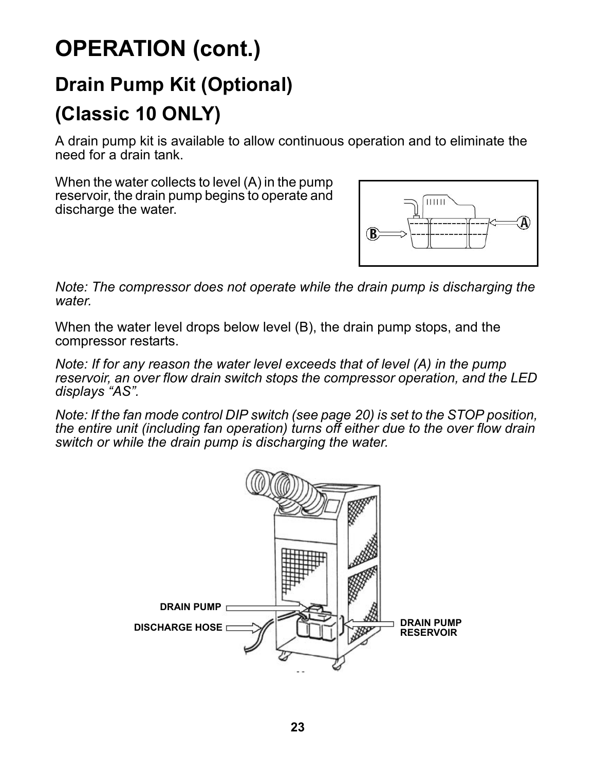# OPERATION (cont.)

## Drain Pump Kit (Optional)

## (Classic 10 ONLY)

A drain pump kit is available to allow continuous operation and to eliminate the need for a drain tank.

When the water collects to level (A) in the pump reservoir, the drain pump begins to operate and discharge the water.

*Note: The compressor does not operate while the drain pump is discharging the water.*

When the water level drops below level (B), the drain pump stops, and the compressor restarts.

*Note: If for any reason the water level exceeds that of level (A) in the pump reservoir, an over flow drain switch stops the compressor operation, and the LED displays "AS".*

*Note: If the fan mode control DIP switch (see page 20) is set to the STOP position, the entire unit (including fan operation) turns off either due to the over flow drain switch or while the drain pump is discharging the water.*

DRAIN PUMP

DISCHARGE HOSE

DRAIN PUMP RESERVOIR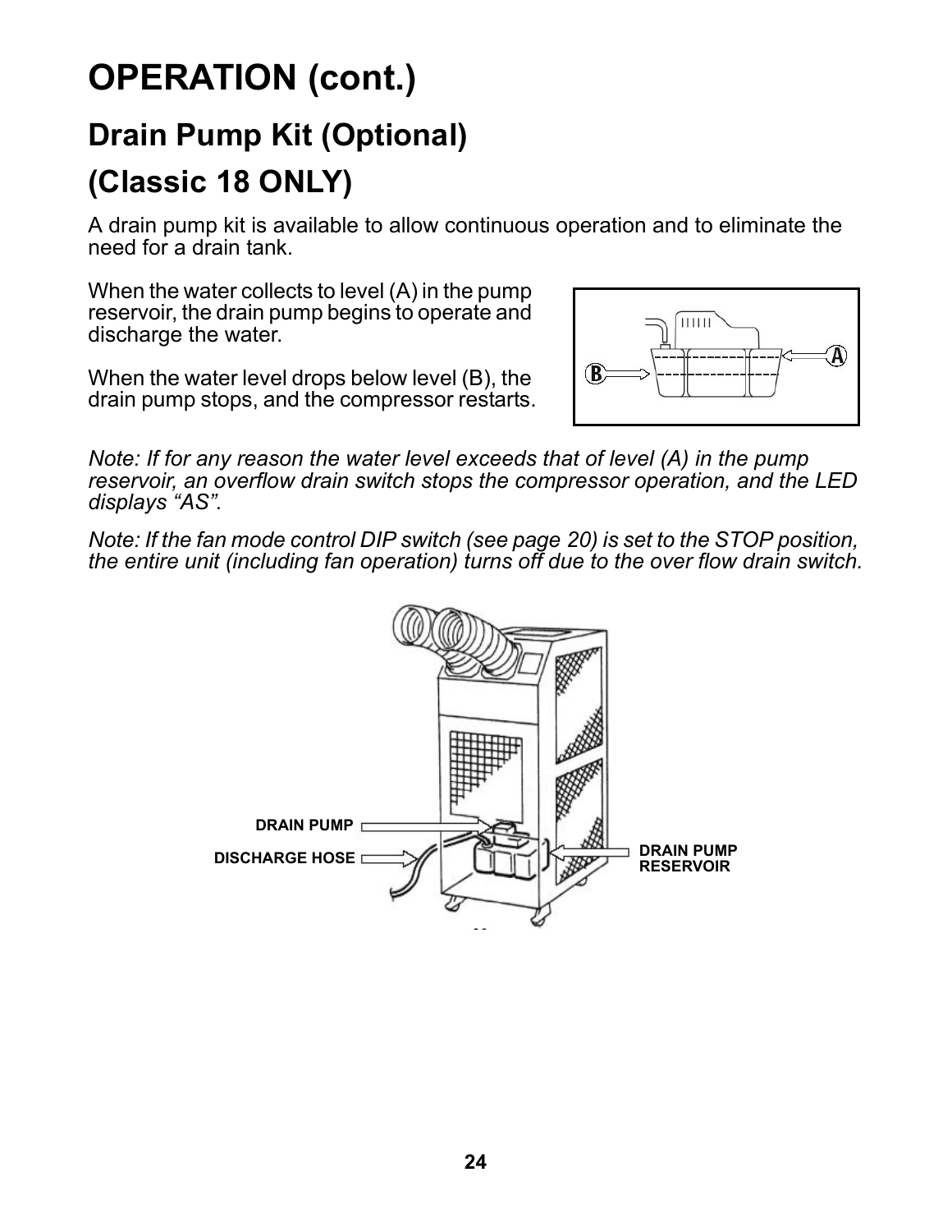# OPERATION (cont.)

## Drain Pump Kit (Optional)

## (Classic 18 ONLY)

A drain pump kit is available to allow continuous operation and to eliminate the need for a drain tank.

When the water collects to level (A) in the pump reservoir, the drain pump begins to operate and discharge the water.

When the water level drops below level (B), the drain pump stops, and the compressor restarts.

*Note: If for any reason the water level exceeds that of level (A) in the pump reservoir, an overflow drain switch stops the compressor operation, and the LED displays "AS".*

*Note: If the fan mode control DIP switch (see page 20) is set to the STOP position, the entire unit (including fan operation) turns off due to the over flow drain switch.*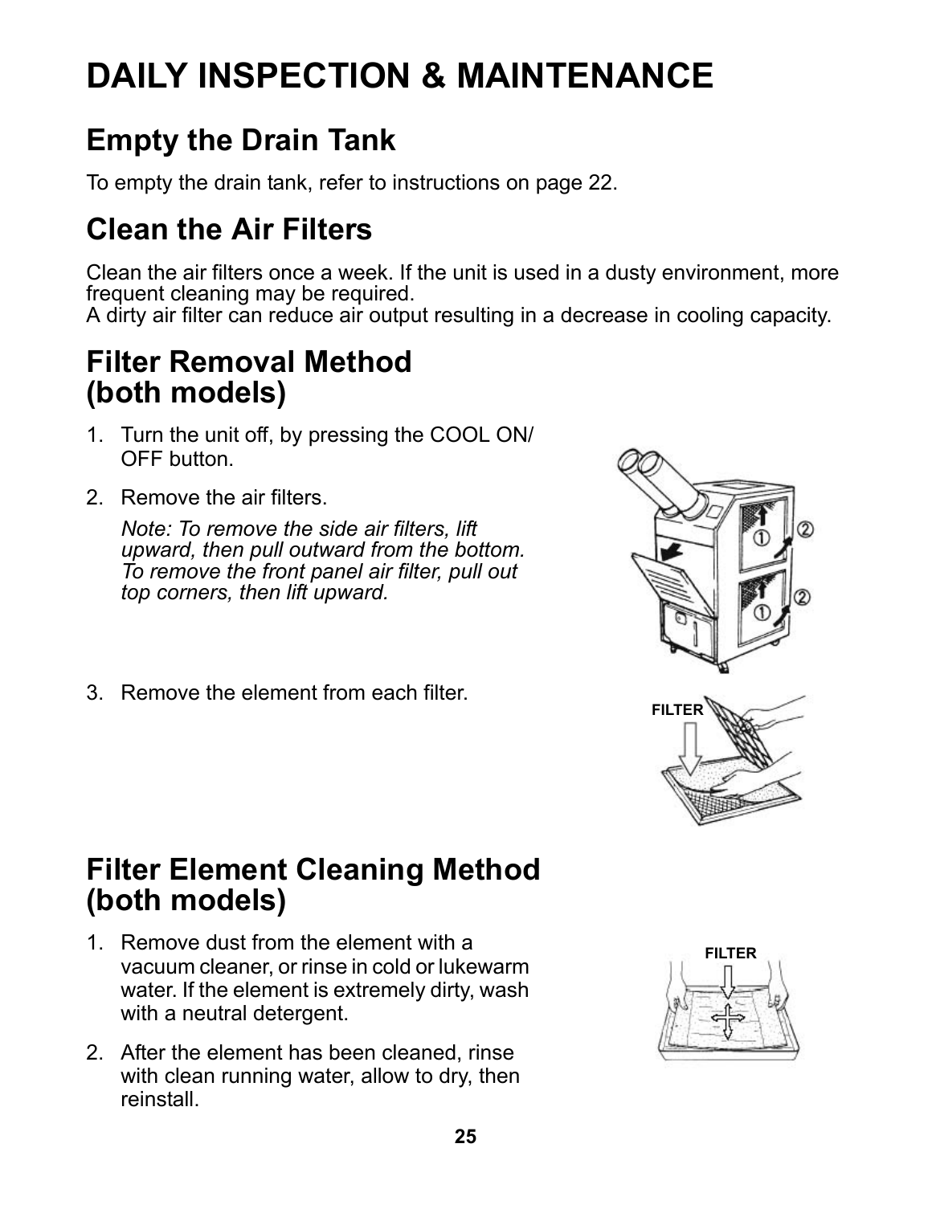# DAILY INSPECTION & MAINTENANCE

## Empty the Drain Tank

To empty the drain tank, refer to instructions on page 22.

## Clean the Air Filters

Clean the air filters once a week. If the unit is used in a dusty environment, more frequent cleaning may be required.
A dirty air filter can reduce air output resulting in a decrease in cooling capacity.

## Filter Removal Method (both models)

1. Turn the unit off, by pressing the COOL ON/ OFF button.
2. Remove the air filters.

   *Note: To remove the side air filters, lift upward, then pull outward from the bottom. To remove the front panel air filter, pull out top corners, then lift upward.*

3. Remove the element from each filter.

## Filter Element Cleaning Method (both models)

1. Remove dust from the element with a vacuum cleaner, or rinse in cold or lukewarm water. If the element is extremely dirty, wash with a neutral detergent.
2. After the element has been cleaned, rinse with clean running water, allow to dry, then reinstall.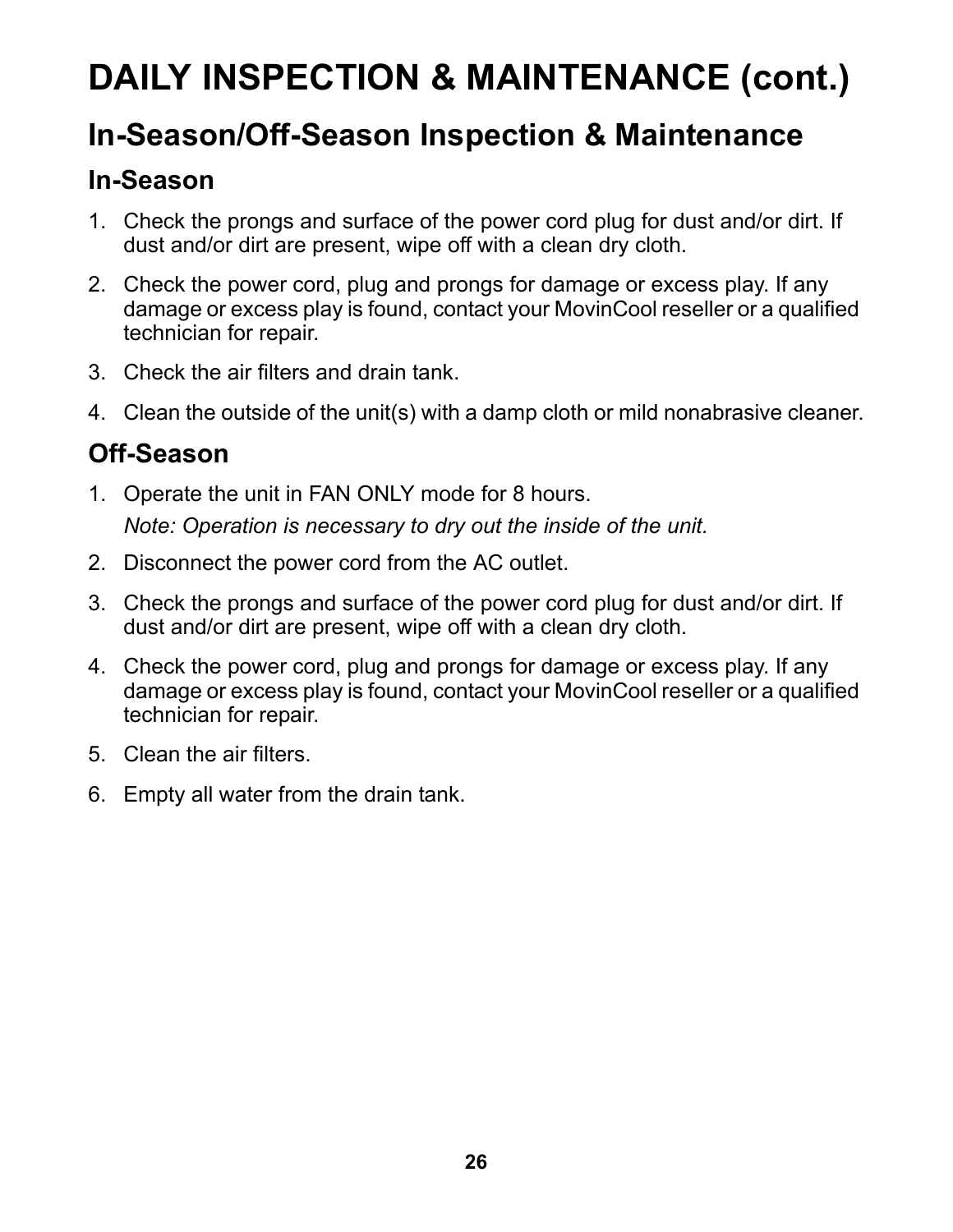# DAILY INSPECTION & MAINTENANCE (cont.)

## In-Season/Off-Season Inspection & Maintenance

### In-Season

1. Check the prongs and surface of the power cord plug for dust and/or dirt. If dust and/or dirt are present, wipe off with a clean dry cloth.
2. Check the power cord, plug and prongs for damage or excess play. If any damage or excess play is found, contact your MovinCool reseller or a qualified technician for repair.
3. Check the air filters and drain tank.
4. Clean the outside of the unit(s) with a damp cloth or mild nonabrasive cleaner.

### Off-Season

1. Operate the unit in FAN ONLY mode for 8 hours.

   *Note: Operation is necessary to dry out the inside of the unit.*
2. Disconnect the power cord from the AC outlet.
3. Check the prongs and surface of the power cord plug for dust and/or dirt. If dust and/or dirt are present, wipe off with a clean dry cloth.
4. Check the power cord, plug and prongs for damage or excess play. If any damage or excess play is found, contact your MovinCool reseller or a qualified technician for repair.
5. Clean the air filters.
6. Empty all water from the drain tank.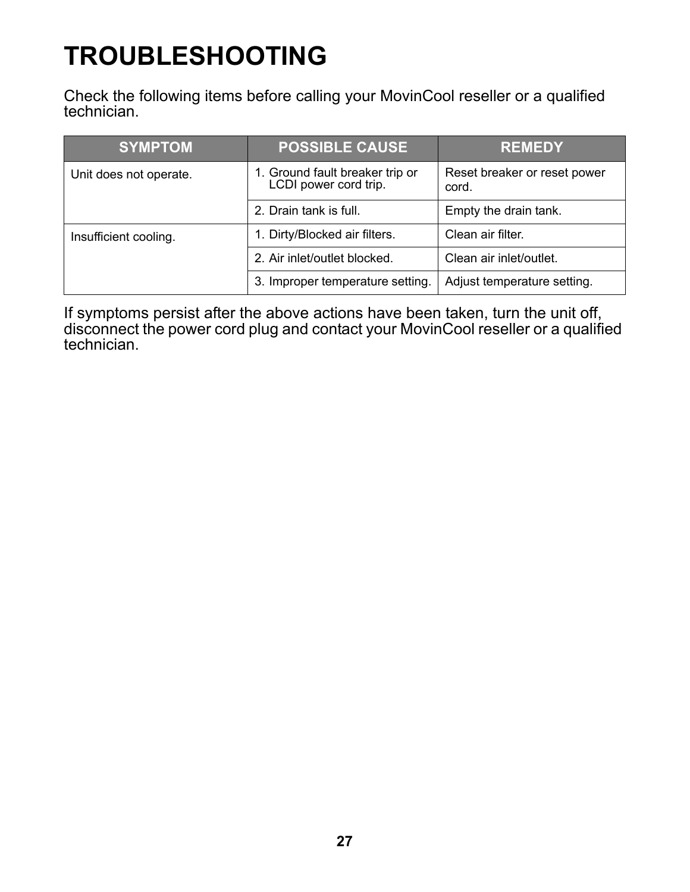# TROUBLESHOOTING

Check the following items before calling your MovinCool reseller or a qualified technician.

| SYMPTOM | POSSIBLE CAUSE | REMEDY |
|---|---|---|
| Unit does not operate. | 1. Ground fault breaker trip or LCDI power cord trip. | Reset breaker or reset power cord. |
| | 2. Drain tank is full. | Empty the drain tank. |
| Insufficient cooling. | 1. Dirty/Blocked air filters. | Clean air filter. |
| | 2. Air inlet/outlet blocked. | Clean air inlet/outlet. |
| | 3. Improper temperature setting. | Adjust temperature setting. |

If symptoms persist after the above actions have been taken, turn the unit off, disconnect the power cord plug and contact your MovinCool reseller or a qualified technician.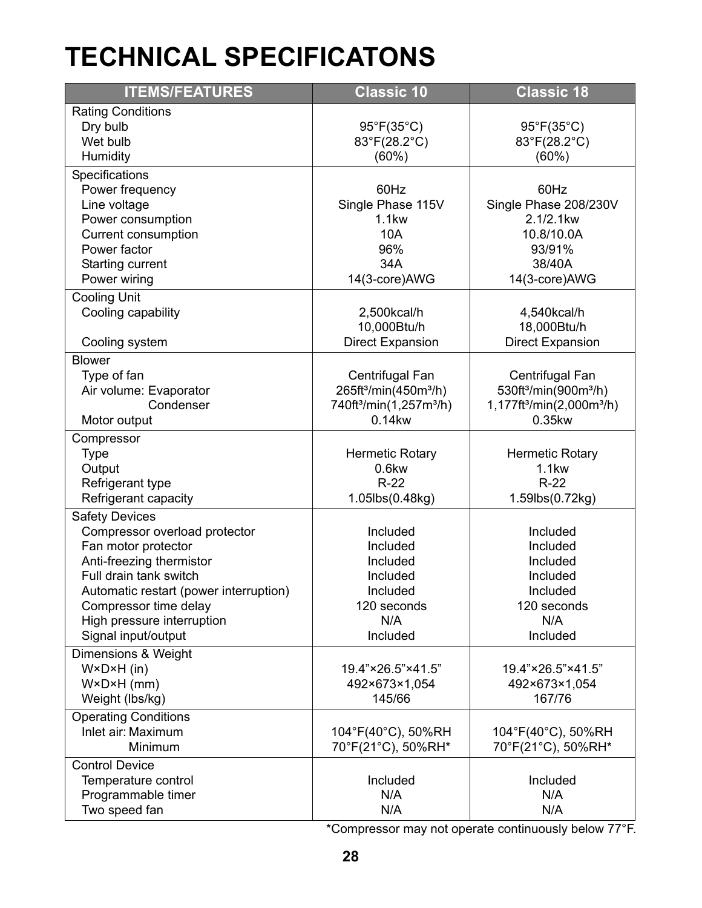# TECHNICAL SPECIFICATONS

| ITEMS/FEATURES | Classic 10 | Classic 18 |
|---|---|---|
| **Rating Conditions** | | |
| Dry bulb | 95°F(35°C) | 95°F(35°C) |
| Wet bulb | 83°F(28.2°C) | 83°F(28.2°C) |
| Humidity | (60%) | (60%) |
| **Specifications** | | |
| Power frequency | 60Hz | 60Hz |
| Line voltage | Single Phase 115V | Single Phase 208/230V |
| Power consumption | 1.1kw | 2.1/2.1kw |
| Current consumption | 10A | 10.8/10.0A |
| Power factor | 96% | 93/91% |
| Starting current | 34A | 38/40A |
| Power wiring | 14(3-core)AWG | 14(3-core)AWG |
| **Cooling Unit** | | |
| Cooling capability | 2,500kcal/h<br>10,000Btu/h | 4,540kcal/h<br>18,000Btu/h |
| Cooling system | Direct Expansion | Direct Expansion |
| **Blower** | | |
| Type of fan | Centrifugal Fan | Centrifugal Fan |
| Air volume: Evaporator | 265ft³/min(450m³/h) | 530ft³/min(900m³/h) |
| Condenser | 740ft³/min(1,257m³/h) | 1,177ft³/min(2,000m³/h) |
| Motor output | 0.14kw | 0.35kw |
| **Compressor** | | |
| Type | Hermetic Rotary | Hermetic Rotary |
| Output | 0.6kw | 1.1kw |
| Refrigerant type | R-22 | R-22 |
| Refrigerant capacity | 1.05lbs(0.48kg) | 1.59lbs(0.72kg) |
| **Safety Devices** | | |
| Compressor overload protector | Included | Included |
| Fan motor protector | Included | Included |
| Anti-freezing thermistor | Included | Included |
| Full drain tank switch | Included | Included |
| Automatic restart (power interruption) | Included | Included |
| Compressor time delay | 120 seconds | 120 seconds |
| High pressure interruption | N/A | N/A |
| Signal input/output | Included | Included |
| **Dimensions & Weight** | | |
| W×D×H (in) | 19.4"×26.5"×41.5" | 19.4"×26.5"×41.5" |
| W×D×H (mm) | 492×673×1,054 | 492×673×1,054 |
| Weight (lbs/kg) | 145/66 | 167/76 |
| **Operating Conditions** | | |
| Inlet air: Maximum | 104°F(40°C), 50%RH | 104°F(40°C), 50%RH |
| Minimum | 70°F(21°C), 50%RH* | 70°F(21°C), 50%RH* |
| **Control Device** | | |
| Temperature control | Included | Included |
| Programmable timer | N/A | N/A |
| Two speed fan | N/A | N/A |

*Compressor may not operate continuously below 77°F.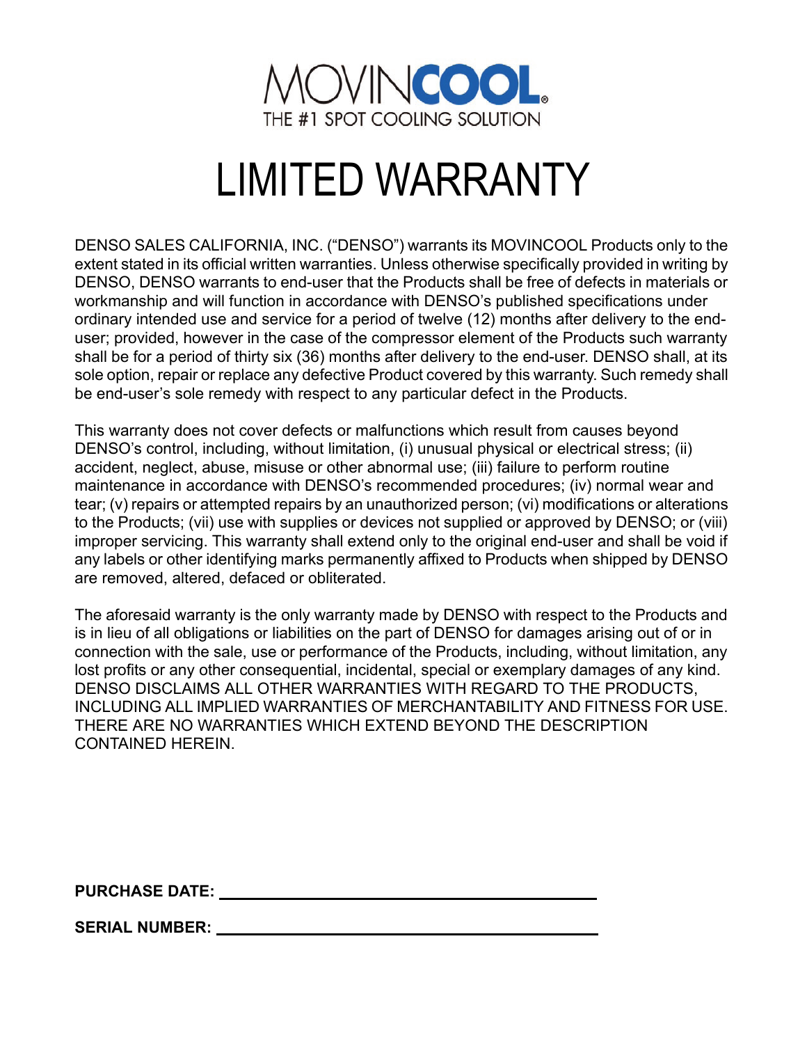MOVINCOOL®

THE #1 SPOT COOLING SOLUTION

# LIMITED WARRANTY

DENSO SALES CALIFORNIA, INC. ("DENSO") warrants its MOVINCOOL Products only to the extent stated in its official written warranties. Unless otherwise specifically provided in writing by DENSO, DENSO warrants to end-user that the Products shall be free of defects in materials or workmanship and will function in accordance with DENSO's published specifications under ordinary intended use and service for a period of twelve (12) months after delivery to the end-user; provided, however in the case of the compressor element of the Products such warranty shall be for a period of thirty six (36) months after delivery to the end-user. DENSO shall, at its sole option, repair or replace any defective Product covered by this warranty. Such remedy shall be end-user's sole remedy with respect to any particular defect in the Products.

This warranty does not cover defects or malfunctions which result from causes beyond DENSO's control, including, without limitation, (i) unusual physical or electrical stress; (ii) accident, neglect, abuse, misuse or other abnormal use; (iii) failure to perform routine maintenance in accordance with DENSO's recommended procedures; (iv) normal wear and tear; (v) repairs or attempted repairs by an unauthorized person; (vi) modifications or alterations to the Products; (vii) use with supplies or devices not supplied or approved by DENSO; or (viii) improper servicing. This warranty shall extend only to the original end-user and shall be void if any labels or other identifying marks permanently affixed to Products when shipped by DENSO are removed, altered, defaced or obliterated.

The aforesaid warranty is the only warranty made by DENSO with respect to the Products and is in lieu of all obligations or liabilities on the part of DENSO for damages arising out of or in connection with the sale, use or performance of the Products, including, without limitation, any lost profits or any other consequential, incidental, special or exemplary damages of any kind. DENSO DISCLAIMS ALL OTHER WARRANTIES WITH REGARD TO THE PRODUCTS, INCLUDING ALL IMPLIED WARRANTIES OF MERCHANTABILITY AND FITNESS FOR USE. THERE ARE NO WARRANTIES WHICH EXTEND BEYOND THE DESCRIPTION CONTAINED HEREIN.

**PURCHASE DATE:** ______________________________

**SERIAL NUMBER:** ______________________________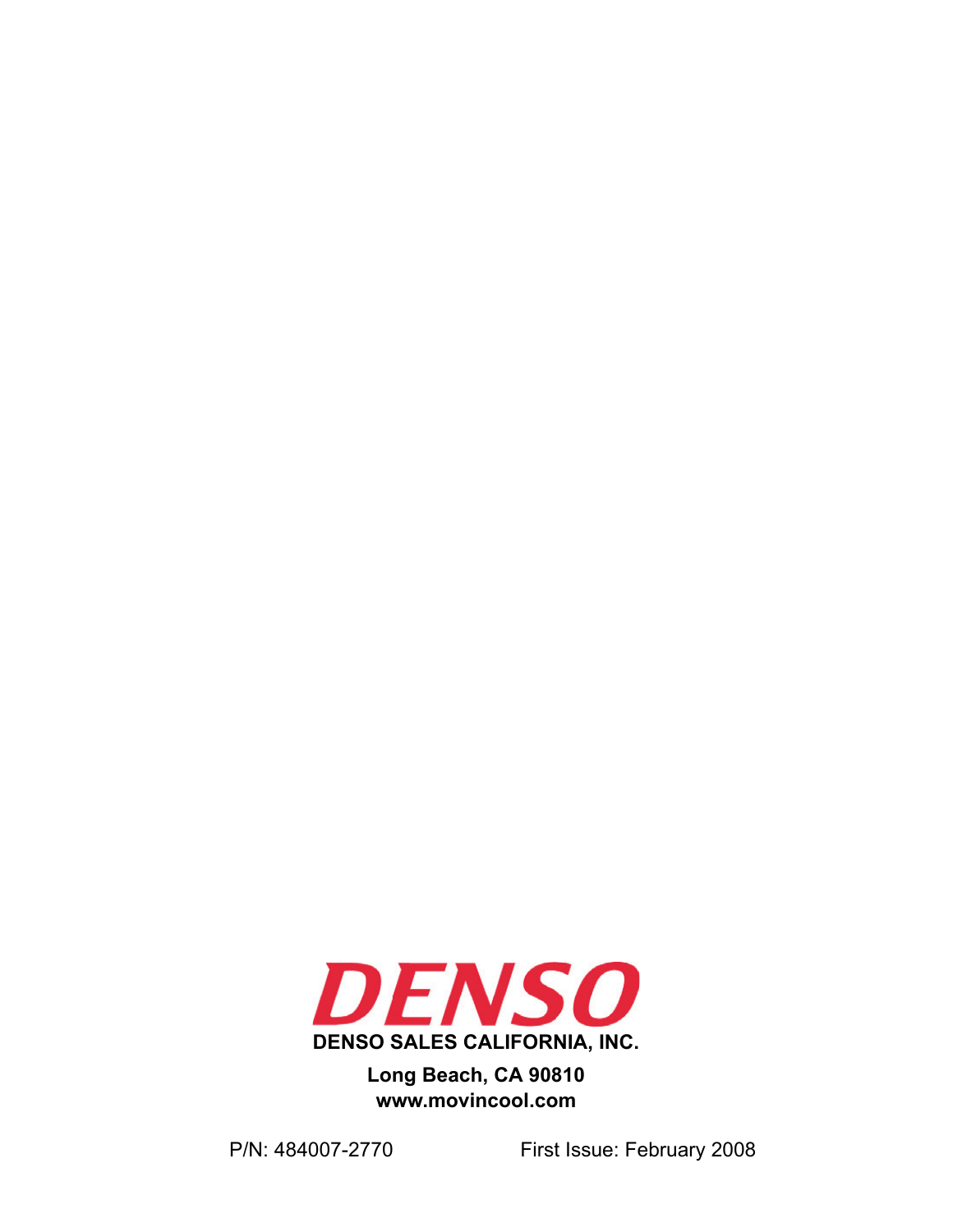DENSO

**DENSO SALES CALIFORNIA, INC.**

**Long Beach, CA 90810**
**www.movincool.com**

P/N: 484007-2770 First Issue: February 2008